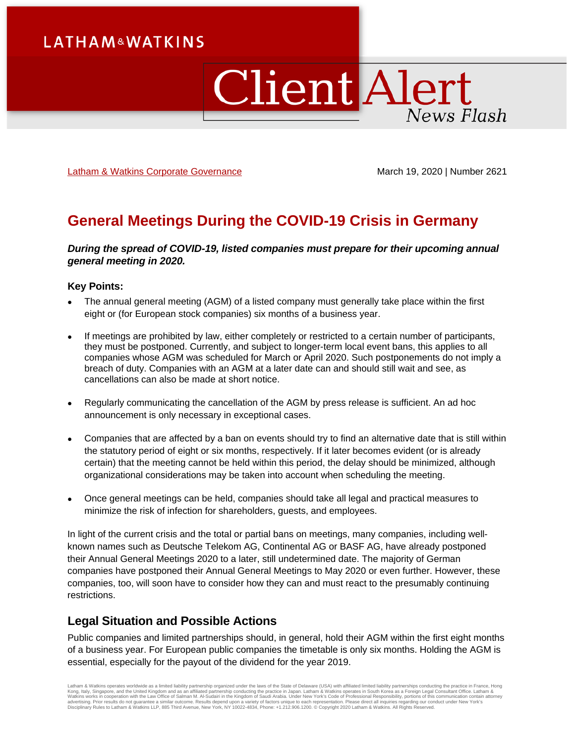LATHAM & WATKINS

# Client Alert
News Flash

Latham & Watkins Corporate Governance

March 19, 2020 | Number 2621

# General Meetings During the COVID-19 Crisis in Germany

***During the spread of COVID-19, listed companies must prepare for their upcoming annual general meeting in 2020.***

**Key Points:**

- The annual general meeting (AGM) of a listed company must generally take place within the first eight or (for European stock companies) six months of a business year.
- If meetings are prohibited by law, either completely or restricted to a certain number of participants, they must be postponed. Currently, and subject to longer-term local event bans, this applies to all companies whose AGM was scheduled for March or April 2020. Such postponements do not imply a breach of duty. Companies with an AGM at a later date can and should still wait and see, as cancellations can also be made at short notice.
- Regularly communicating the cancellation of the AGM by press release is sufficient. An ad hoc announcement is only necessary in exceptional cases.
- Companies that are affected by a ban on events should try to find an alternative date that is still within the statutory period of eight or six months, respectively. If it later becomes evident (or is already certain) that the meeting cannot be held within this period, the delay should be minimized, although organizational considerations may be taken into account when scheduling the meeting.
- Once general meetings can be held, companies should take all legal and practical measures to minimize the risk of infection for shareholders, guests, and employees.

In light of the current crisis and the total or partial bans on meetings, many companies, including well-known names such as Deutsche Telekom AG, Continental AG or BASF AG, have already postponed their Annual General Meetings 2020 to a later, still undetermined date. The majority of German companies have postponed their Annual General Meetings to May 2020 or even further. However, these companies, too, will soon have to consider how they can and must react to the presumably continuing restrictions.

## Legal Situation and Possible Actions

Public companies and limited partnerships should, in general, hold their AGM within the first eight months of a business year. For European public companies the timetable is only six months. Holding the AGM is essential, especially for the payout of the dividend for the year 2019.

Latham & Watkins operates worldwide as a limited liability partnership organized under the laws of the State of Delaware (USA) with affiliated limited liability partnerships conducting the practice in France, Hong Kong, Italy, Singapore, and the United Kingdom and as an affiliated partnership conducting the practice in Japan. Latham & Watkins operates in South Korea as a Foreign Legal Consultant Office. Latham & Watkins works in cooperation with the Law Office of Salman M. Al-Sudairi in the Kingdom of Saudi Arabia. Under New York's Code of Professional Responsibility, portions of this communication contain attorney advertising. Prior results do not guarantee a similar outcome. Results depend upon a variety of factors unique to each representation. Please direct all inquiries regarding our conduct under New York's Disciplinary Rules to Latham & Watkins LLP, 885 Third Avenue, New York, NY 10022-4834, Phone: +1.212.906.1200. © Copyright 2020 Latham & Watkins. All Rights Reserved.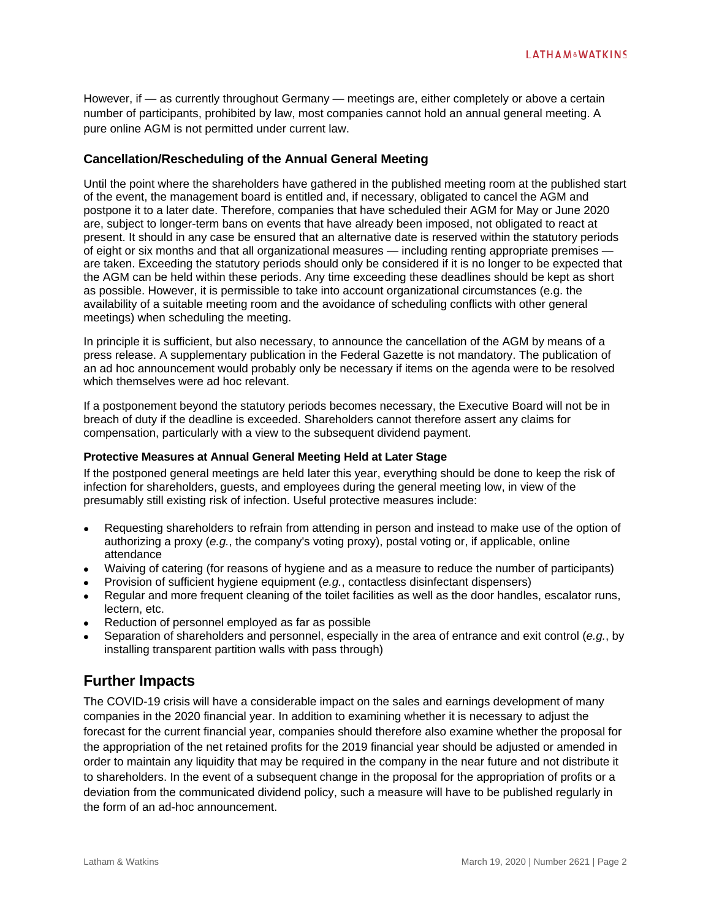However, if — as currently throughout Germany — meetings are, either completely or above a certain number of participants, prohibited by law, most companies cannot hold an annual general meeting. A pure online AGM is not permitted under current law.

### Cancellation/Rescheduling of the Annual General Meeting

Until the point where the shareholders have gathered in the published meeting room at the published start of the event, the management board is entitled and, if necessary, obligated to cancel the AGM and postpone it to a later date. Therefore, companies that have scheduled their AGM for May or June 2020 are, subject to longer-term bans on events that have already been imposed, not obligated to react at present. It should in any case be ensured that an alternative date is reserved within the statutory periods of eight or six months and that all organizational measures — including renting appropriate premises — are taken. Exceeding the statutory periods should only be considered if it is no longer to be expected that the AGM can be held within these periods. Any time exceeding these deadlines should be kept as short as possible. However, it is permissible to take into account organizational circumstances (e.g. the availability of a suitable meeting room and the avoidance of scheduling conflicts with other general meetings) when scheduling the meeting.

In principle it is sufficient, but also necessary, to announce the cancellation of the AGM by means of a press release. A supplementary publication in the Federal Gazette is not mandatory. The publication of an ad hoc announcement would probably only be necessary if items on the agenda were to be resolved which themselves were ad hoc relevant.

If a postponement beyond the statutory periods becomes necessary, the Executive Board will not be in breach of duty if the deadline is exceeded. Shareholders cannot therefore assert any claims for compensation, particularly with a view to the subsequent dividend payment.

#### Protective Measures at Annual General Meeting Held at Later Stage

If the postponed general meetings are held later this year, everything should be done to keep the risk of infection for shareholders, guests, and employees during the general meeting low, in view of the presumably still existing risk of infection. Useful protective measures include:

- Requesting shareholders to refrain from attending in person and instead to make use of the option of authorizing a proxy (*e.g.*, the company's voting proxy), postal voting or, if applicable, online attendance
- Waiving of catering (for reasons of hygiene and as a measure to reduce the number of participants)
- Provision of sufficient hygiene equipment (*e.g.*, contactless disinfectant dispensers)
- Regular and more frequent cleaning of the toilet facilities as well as the door handles, escalator runs, lectern, etc.
- Reduction of personnel employed as far as possible
- Separation of shareholders and personnel, especially in the area of entrance and exit control (*e.g.*, by installing transparent partition walls with pass through)

## Further Impacts

The COVID-19 crisis will have a considerable impact on the sales and earnings development of many companies in the 2020 financial year. In addition to examining whether it is necessary to adjust the forecast for the current financial year, companies should therefore also examine whether the proposal for the appropriation of the net retained profits for the 2019 financial year should be adjusted or amended in order to maintain any liquidity that may be required in the company in the near future and not distribute it to shareholders. In the event of a subsequent change in the proposal for the appropriation of profits or a deviation from the communicated dividend policy, such a measure will have to be published regularly in the form of an ad-hoc announcement.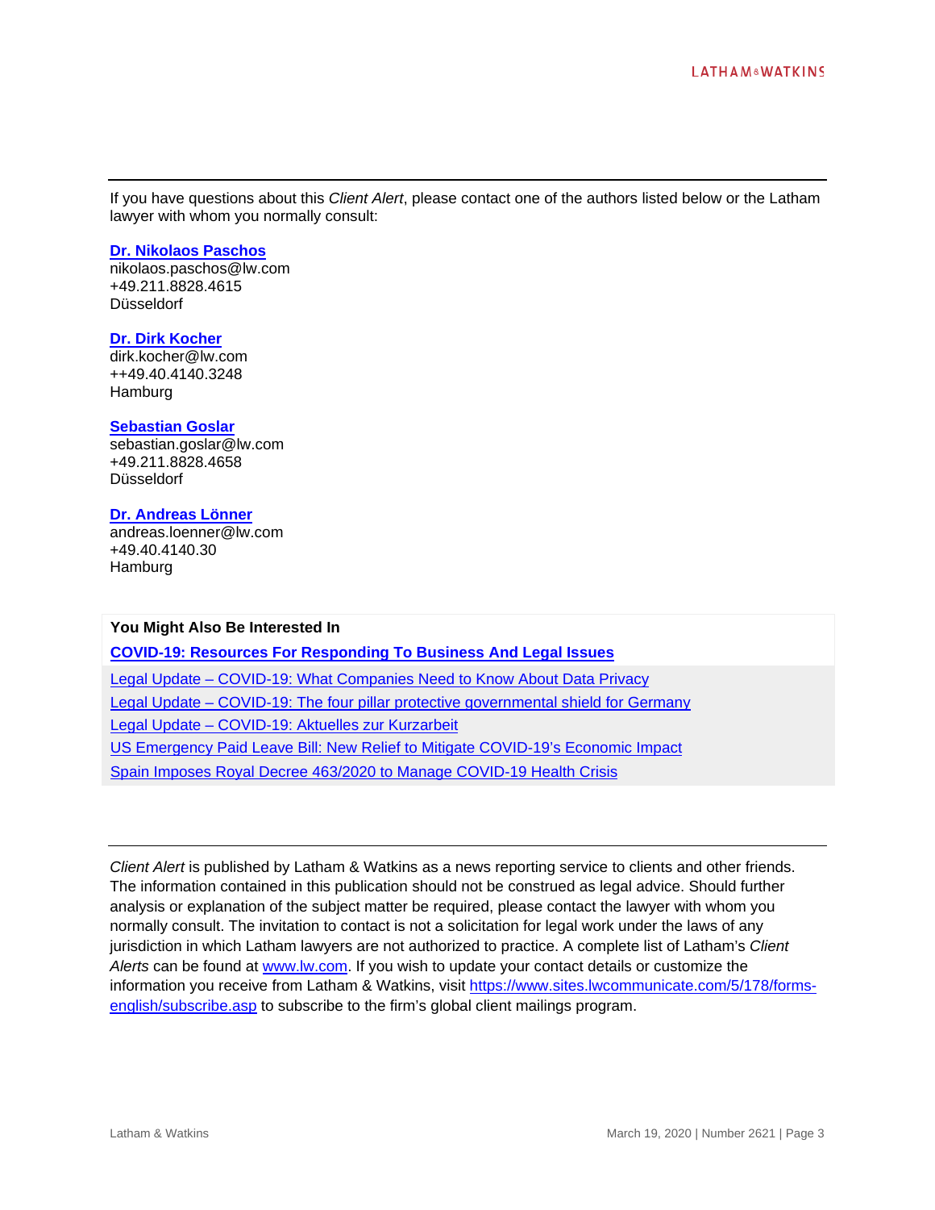If you have questions about this *Client Alert*, please contact one of the authors listed below or the Latham lawyer with whom you normally consult:

**Dr. Nikolaos Paschos**
nikolaos.paschos@lw.com
+49.211.8828.4615
Düsseldorf

**Dr. Dirk Kocher**
dirk.kocher@lw.com
++49.40.4140.3248
Hamburg

**Sebastian Goslar**
sebastian.goslar@lw.com
+49.211.8828.4658
Düsseldorf

**Dr. Andreas Lönner**
andreas.loenner@lw.com
+49.40.4140.30
Hamburg

**You Might Also Be Interested In**

**COVID-19: Resources For Responding To Business And Legal Issues**

Legal Update – COVID-19: What Companies Need to Know About Data Privacy

Legal Update – COVID-19: The four pillar protective governmental shield for Germany

Legal Update – COVID-19: Aktuelles zur Kurzarbeit

US Emergency Paid Leave Bill: New Relief to Mitigate COVID-19's Economic Impact

Spain Imposes Royal Decree 463/2020 to Manage COVID-19 Health Crisis

*Client Alert* is published by Latham & Watkins as a news reporting service to clients and other friends. The information contained in this publication should not be construed as legal advice. Should further analysis or explanation of the subject matter be required, please contact the lawyer with whom you normally consult. The invitation to contact is not a solicitation for legal work under the laws of any jurisdiction in which Latham lawyers are not authorized to practice. A complete list of Latham's *Client Alerts* can be found at www.lw.com. If you wish to update your contact details or customize the information you receive from Latham & Watkins, visit https://www.sites.lwcommunicate.com/5/178/forms-english/subscribe.asp to subscribe to the firm's global client mailings program.